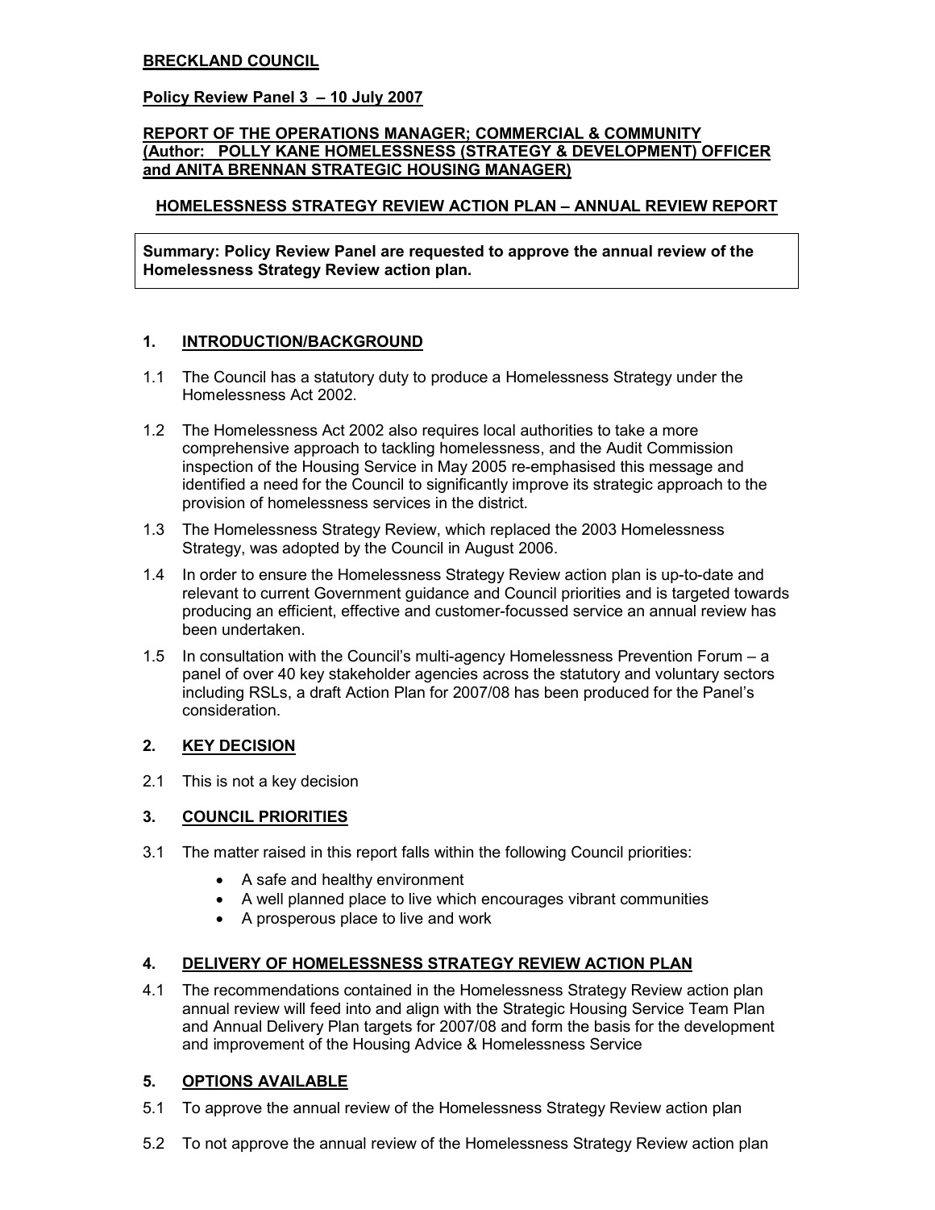**BRECKLAND COUNCIL**

**Policy Review Panel 3 – 10 July 2007**

**REPORT OF THE OPERATIONS MANAGER; COMMERCIAL & COMMUNITY (Author: POLLY KANE HOMELESSNESS (STRATEGY & DEVELOPMENT) OFFICER and ANITA BRENNAN STRATEGIC HOUSING MANAGER)**

**HOMELESSNESS STRATEGY REVIEW ACTION PLAN – ANNUAL REVIEW REPORT**

**Summary: Policy Review Panel are requested to approve the annual review of the Homelessness Strategy Review action plan.**

## 1. INTRODUCTION/BACKGROUND

1.1 The Council has a statutory duty to produce a Homelessness Strategy under the Homelessness Act 2002.

1.2 The Homelessness Act 2002 also requires local authorities to take a more comprehensive approach to tackling homelessness, and the Audit Commission inspection of the Housing Service in May 2005 re-emphasised this message and identified a need for the Council to significantly improve its strategic approach to the provision of homelessness services in the district.

1.3 The Homelessness Strategy Review, which replaced the 2003 Homelessness Strategy, was adopted by the Council in August 2006.

1.4 In order to ensure the Homelessness Strategy Review action plan is up-to-date and relevant to current Government guidance and Council priorities and is targeted towards producing an efficient, effective and customer-focussed service an annual review has been undertaken.

1.5 In consultation with the Council's multi-agency Homelessness Prevention Forum – a panel of over 40 key stakeholder agencies across the statutory and voluntary sectors including RSLs, a draft Action Plan for 2007/08 has been produced for the Panel's consideration.

## 2. KEY DECISION

2.1 This is not a key decision

## 3. COUNCIL PRIORITIES

3.1 The matter raised in this report falls within the following Council priorities:

- A safe and healthy environment
- A well planned place to live which encourages vibrant communities
- A prosperous place to live and work

## 4. DELIVERY OF HOMELESSNESS STRATEGY REVIEW ACTION PLAN

4.1 The recommendations contained in the Homelessness Strategy Review action plan annual review will feed into and align with the Strategic Housing Service Team Plan and Annual Delivery Plan targets for 2007/08 and form the basis for the development and improvement of the Housing Advice & Homelessness Service

## 5. OPTIONS AVAILABLE

5.1 To approve the annual review of the Homelessness Strategy Review action plan

5.2 To not approve the annual review of the Homelessness Strategy Review action plan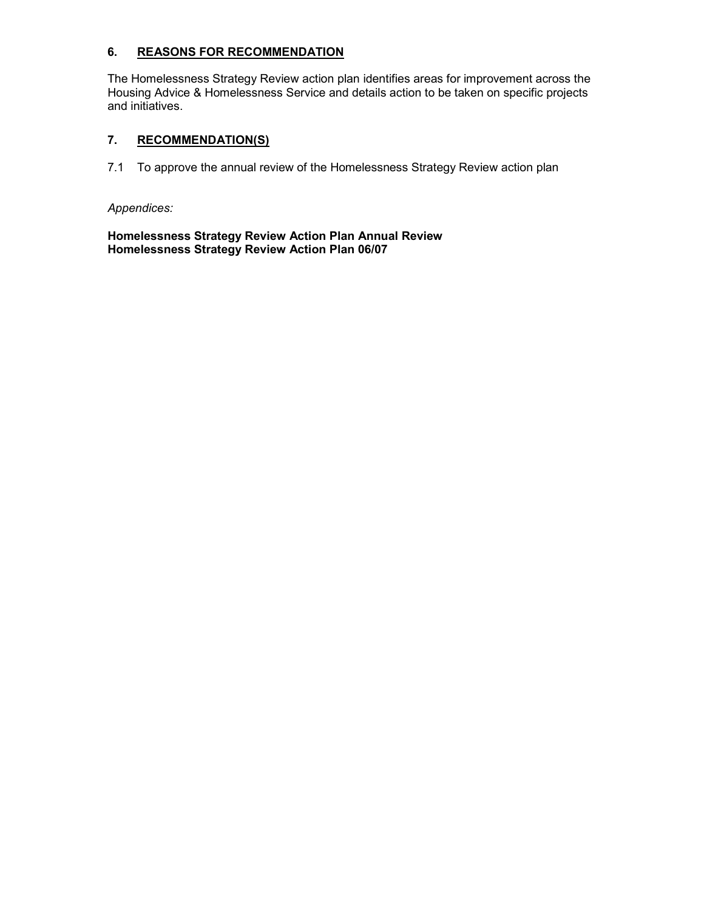## 6. REASONS FOR RECOMMENDATION

The Homelessness Strategy Review action plan identifies areas for improvement across the Housing Advice & Homelessness Service and details action to be taken on specific projects and initiatives.

## 7. RECOMMENDATION(S)

7.1 To approve the annual review of the Homelessness Strategy Review action plan

*Appendices:*

**Homelessness Strategy Review Action Plan Annual Review**
**Homelessness Strategy Review Action Plan 06/07**